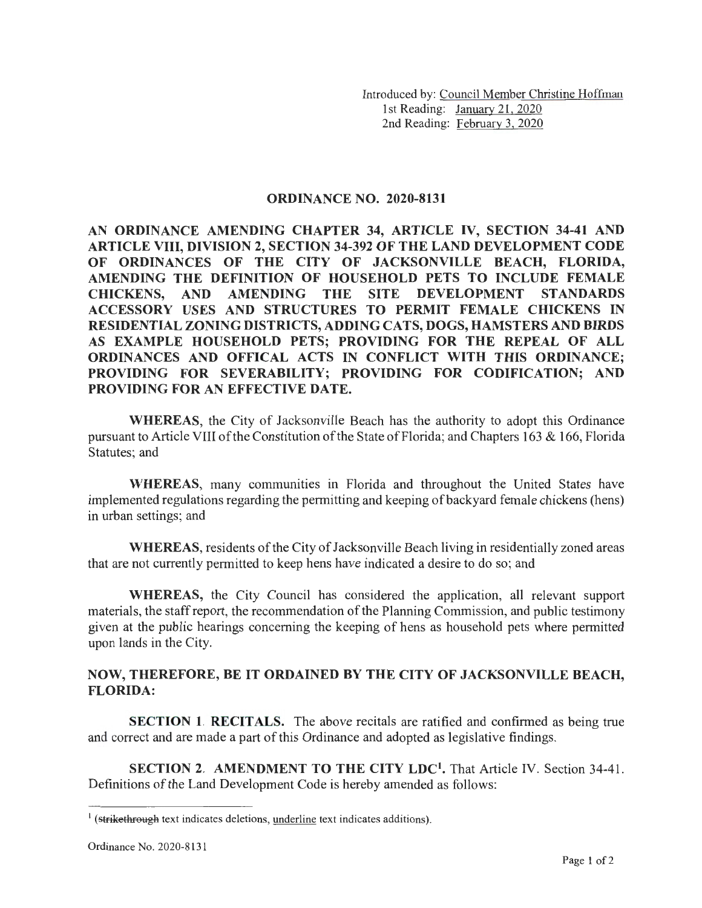Introduced by: <u>Council Member Christine Hoffman</u>
1st Reading: <u>January 21, 2020</u>
2nd Reading: <u>February 3, 2020</u>

# ORDINANCE NO. 2020-8131

**AN ORDINANCE AMENDING CHAPTER 34, ARTICLE IV, SECTION 34-41 AND ARTICLE VIII, DIVISION 2, SECTION 34-392 OF THE LAND DEVELOPMENT CODE OF ORDINANCES OF THE CITY OF JACKSONVILLE BEACH, FLORIDA, AMENDING THE DEFINITION OF HOUSEHOLD PETS TO INCLUDE FEMALE CHICKENS, AND AMENDING THE SITE DEVELOPMENT STANDARDS ACCESSORY USES AND STRUCTURES TO PERMIT FEMALE CHICKENS IN RESIDENTIAL ZONING DISTRICTS, ADDING CATS, DOGS, HAMSTERS AND BIRDS AS EXAMPLE HOUSEHOLD PETS; PROVIDING FOR THE REPEAL OF ALL ORDINANCES AND OFFICAL ACTS IN CONFLICT WITH THIS ORDINANCE; PROVIDING FOR SEVERABILITY; PROVIDING FOR CODIFICATION; AND PROVIDING FOR AN EFFECTIVE DATE.**

**WHEREAS**, the City of Jacksonville Beach has the authority to adopt this Ordinance pursuant to Article VIII of the Constitution of the State of Florida; and Chapters 163 & 166, Florida Statutes; and

**WHEREAS**, many communities in Florida and throughout the United States have implemented regulations regarding the permitting and keeping of backyard female chickens (hens) in urban settings; and

**WHEREAS**, residents of the City of Jacksonville Beach living in residentially zoned areas that are not currently permitted to keep hens have indicated a desire to do so; and

**WHEREAS,** the City Council has considered the application, all relevant support materials, the staff report, the recommendation of the Planning Commission, and public testimony given at the public hearings concerning the keeping of hens as household pets where permitted upon lands in the City.

**NOW, THEREFORE, BE IT ORDAINED BY THE CITY OF JACKSONVILLE BEACH, FLORIDA:**

**SECTION 1. RECITALS.** The above recitals are ratified and confirmed as being true and correct and are made a part of this Ordinance and adopted as legislative findings.

**SECTION 2. AMENDMENT TO THE CITY LDC[1].** That Article IV. Section 34-41. Definitions of the Land Development Code is hereby amended as follows:

---

[1] (~~strikethrough~~ text indicates deletions, <u>underline</u> text indicates additions).

Ordinance No. 2020-8131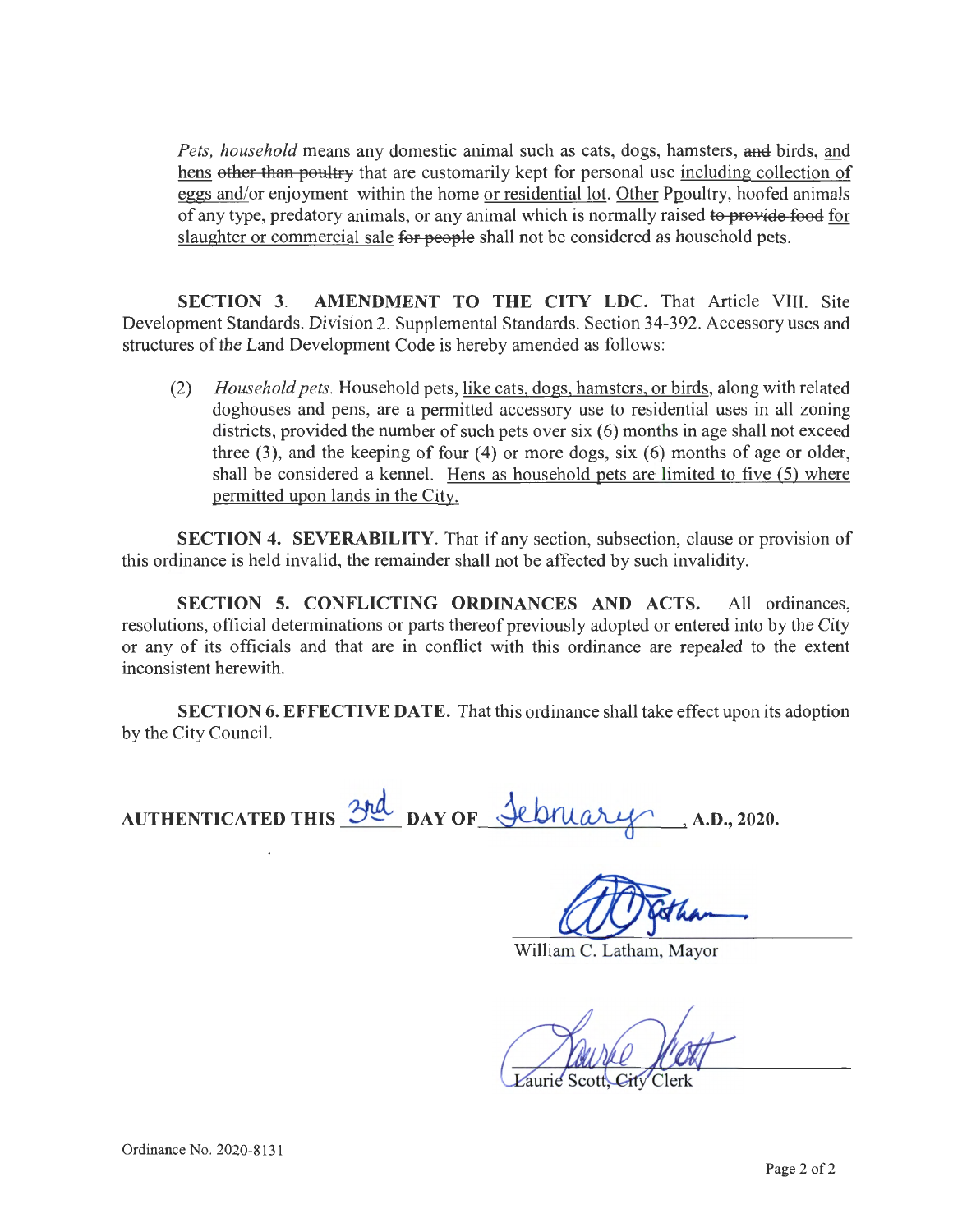*Pets, household* means any domestic animal such as cats, dogs, hamsters, ~~and~~ birds, <u>and hens</u> ~~other than poultry~~ that are customarily kept for personal use <u>including collection of eggs and/</u>or enjoyment within the home <u>or residential lot</u>. <u>Other</u> ~~P~~<u>p</u>oultry, hoofed animals of any type, predatory animals, or any animal which is normally raised ~~to provide food~~ <u>for slaughter or commercial sale</u> ~~for people~~ shall not be considered as household pets.

**SECTION 3. AMENDMENT TO THE CITY LDC.** That Article VIII. Site Development Standards. Division 2. Supplemental Standards. Section 34-392. Accessory uses and structures of the Land Development Code is hereby amended as follows:

(2) *Household pets.* Household pets, <u>like cats, dogs, hamsters, or birds</u>, along with related doghouses and pens, are a permitted accessory use to residential uses in all zoning districts, provided the number of such pets over six (6) months in age shall not exceed three (3), and the keeping of four (4) or more dogs, six (6) months of age or older, shall be considered a kennel. <u>Hens as household pets are limited to five (5) where permitted upon lands in the City.</u>

**SECTION 4. SEVERABILITY**. That if any section, subsection, clause or provision of this ordinance is held invalid, the remainder shall not be affected by such invalidity.

**SECTION 5. CONFLICTING ORDINANCES AND ACTS.** All ordinances, resolutions, official determinations or parts thereof previously adopted or entered into by the City or any of its officials and that are in conflict with this ordinance are repealed to the extent inconsistent herewith.

**SECTION 6. EFFECTIVE DATE.** That this ordinance shall take effect upon its adoption by the City Council.

**AUTHENTICATED THIS** 3rd **DAY OF** February **, A.D., 2020.**

William C. Latham, Mayor

Laurie Scott, City Clerk